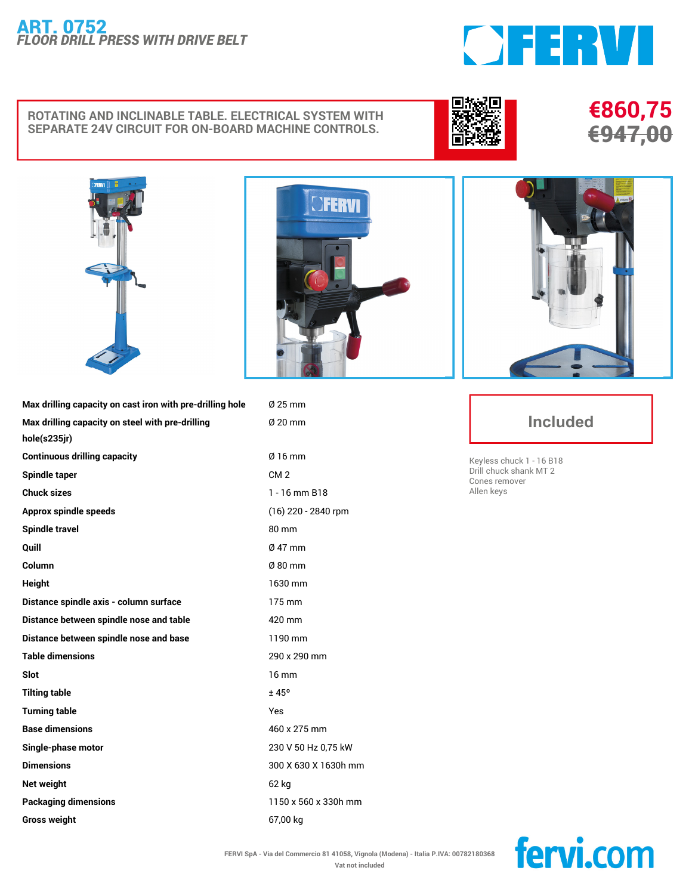# ART. 0752
*FLOOR DRILL PRESS WITH DRIVE BELT*

FERVI

ROTATING AND INCLINABLE TABLE. ELECTRICAL SYSTEM WITH SEPARATE 24V CIRCUIT FOR ON-BOARD MACHINE CONTROLS.

**€860,75**
~~€947,00~~

| | |
|---|---|
| **Max drilling capacity on cast iron with pre-drilling hole** | Ø 25 mm |
| **Max drilling capacity on steel with pre-drilling hole(s235jr)** | Ø 20 mm |
| **Continuous drilling capacity** | Ø 16 mm |
| **Spindle taper** | CM 2 |
| **Chuck sizes** | 1 - 16 mm B18 |
| **Approx spindle speeds** | (16) 220 - 2840 rpm |
| **Spindle travel** | 80 mm |
| **Quill** | Ø 47 mm |
| **Column** | Ø 80 mm |
| **Height** | 1630 mm |
| **Distance spindle axis - column surface** | 175 mm |
| **Distance between spindle nose and table** | 420 mm |
| **Distance between spindle nose and base** | 1190 mm |
| **Table dimensions** | 290 x 290 mm |
| **Slot** | 16 mm |
| **Tilting table** | ± 45° |
| **Turning table** | Yes |
| **Base dimensions** | 460 x 275 mm |
| **Single-phase motor** | 230 V 50 Hz 0,75 kW |
| **Dimensions** | 300 X 630 X 1630h mm |
| **Net weight** | 62 kg |
| **Packaging dimensions** | 1150 x 560 x 330h mm |
| **Gross weight** | 67,00 kg |

## Included

- Keyless chuck 1 - 16 B18
- Drill chuck shank MT 2
- Cones remover
- Allen keys

FERVI SpA - Via del Commercio 81 41058, Vignola (Modena) - Italia P.IVA: 00782180368
Vat not included

fervi.com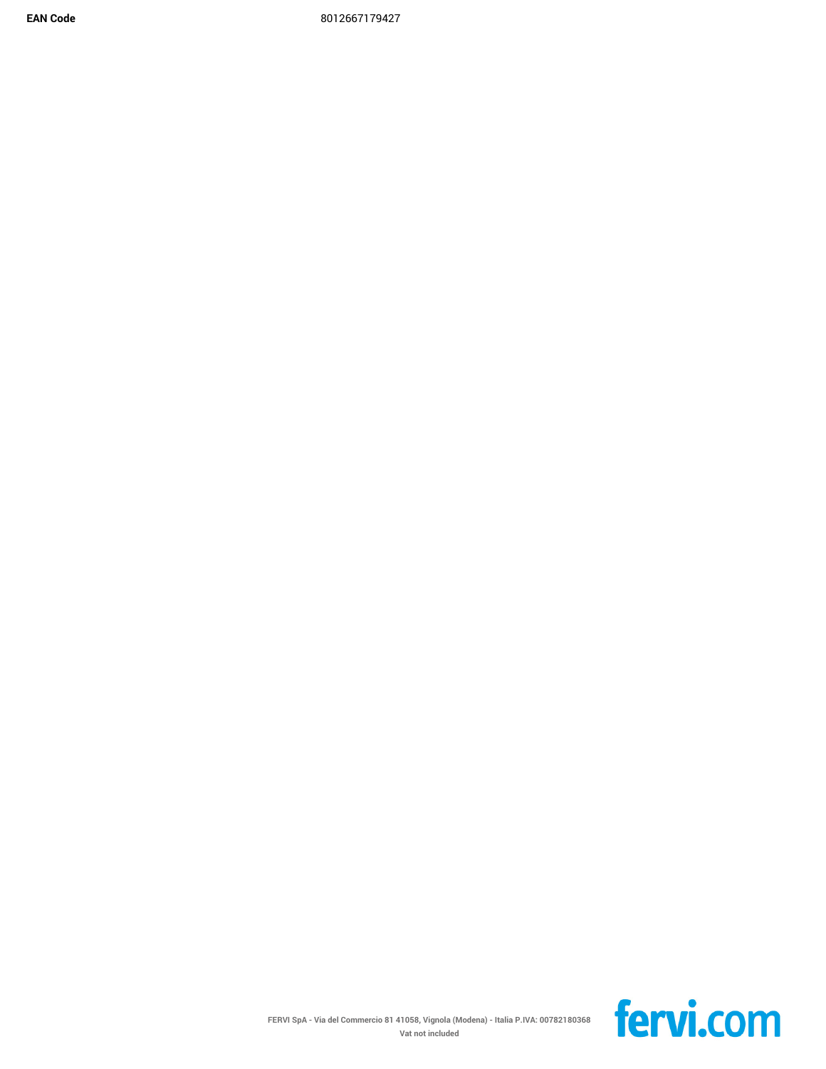| | |
|---|---|
| **EAN Code** | 8012667179427 |